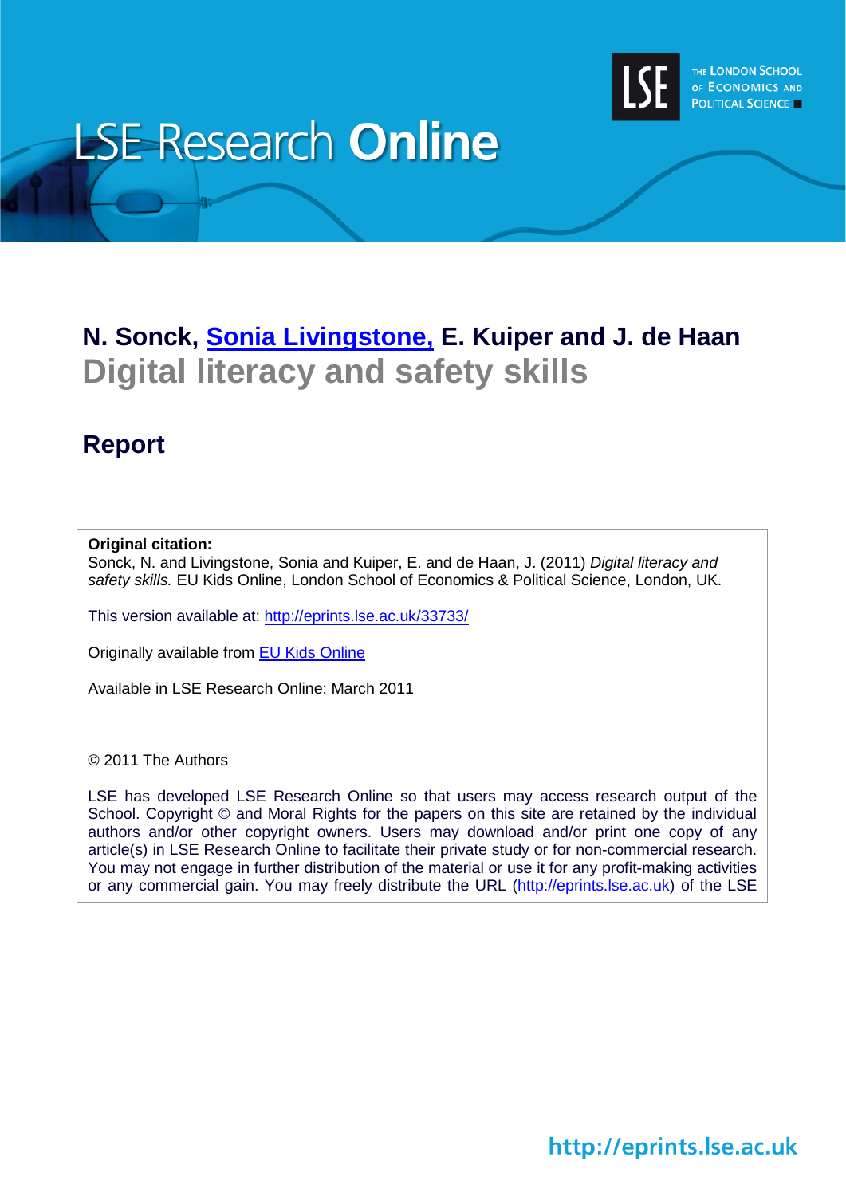# LSE Research Online

THE LONDON SCHOOL OF ECONOMICS AND POLITICAL SCIENCE

## N. Sonck, Sonia Livingstone, E. Kuiper and J. de Haan

## Digital literacy and safety skills

## Report

**Original citation:**
Sonck, N. and Livingstone, Sonia and Kuiper, E. and de Haan, J. (2011) *Digital literacy and safety skills.* EU Kids Online, London School of Economics & Political Science, London, UK.

This version available at: http://eprints.lse.ac.uk/33733/

Originally available from EU Kids Online

Available in LSE Research Online: March 2011

© 2011 The Authors

LSE has developed LSE Research Online so that users may access research output of the School. Copyright © and Moral Rights for the papers on this site are retained by the individual authors and/or other copyright owners. Users may download and/or print one copy of any article(s) in LSE Research Online to facilitate their private study or for non-commercial research. You may not engage in further distribution of the material or use it for any profit-making activities or any commercial gain. You may freely distribute the URL (http://eprints.lse.ac.uk) of the LSE

http://eprints.lse.ac.uk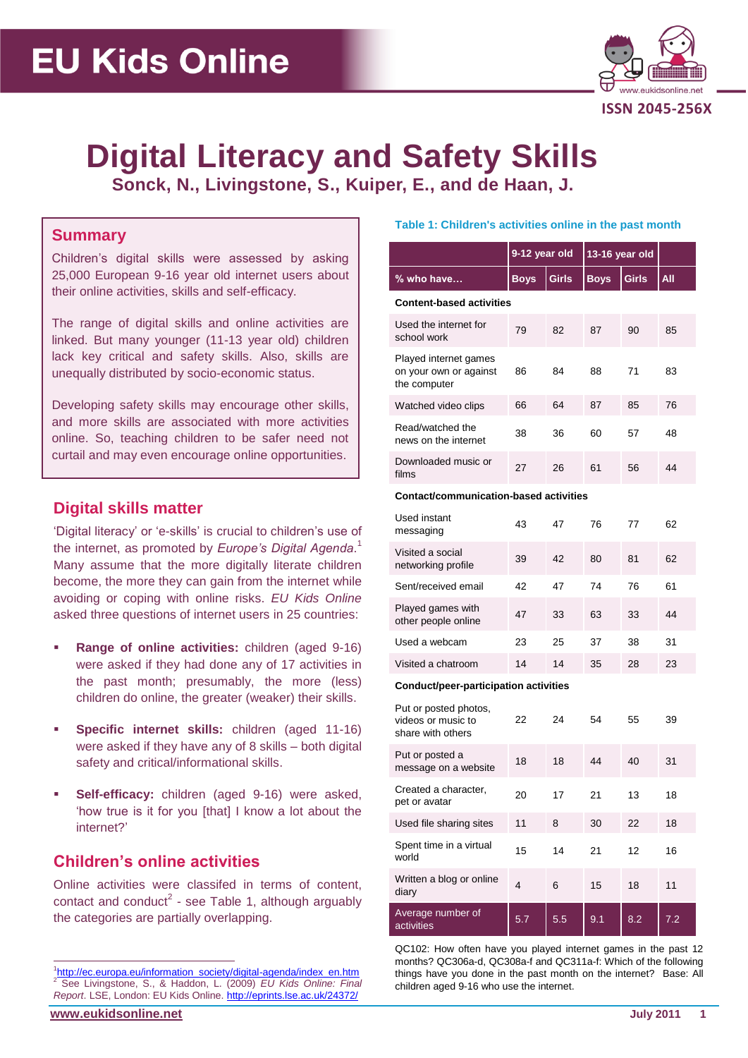# EU Kids Online

ISSN 2045-256X

# Digital Literacy and Safety Skills

**Sonck, N., Livingstone, S., Kuiper, E., and de Haan, J.**

## Summary

Children's digital skills were assessed by asking 25,000 European 9-16 year old internet users about their online activities, skills and self-efficacy.

The range of digital skills and online activities are linked. But many younger (11-13 year old) children lack key critical and safety skills. Also, skills are unequally distributed by socio-economic status.

Developing safety skills may encourage other skills, and more skills are associated with more activities online. So, teaching children to be safer need not curtail and may even encourage online opportunities.

## Digital skills matter

'Digital literacy' or 'e-skills' is crucial to children's use of the internet, as promoted by *Europe's Digital Agenda*.[1] Many assume that the more digitally literate children become, the more they can gain from the internet while avoiding or coping with online risks. *EU Kids Online* asked three questions of internet users in 25 countries:

- **Range of online activities:** children (aged 9-16) were asked if they had done any of 17 activities in the past month; presumably, the more (less) children do online, the greater (weaker) their skills.
- **Specific internet skills:** children (aged 11-16) were asked if they have any of 8 skills – both digital safety and critical/informational skills.
- **Self-efficacy:** children (aged 9-16) were asked, 'how true is it for you [that] I know a lot about the internet?'

## Children's online activities

Online activities were classifed in terms of content, contact and conduct[2] - see Table 1, although arguably the categories are partially overlapping.

**Table 1: Children's activities online in the past month**

| | 9-12 year old | | 13-16 year old | | |
|---|---|---|---|---|---|
| **% who have…** | **Boys** | **Girls** | **Boys** | **Girls** | **All** |
| **Content-based activities** | | | | | |
| Used the internet for school work | 79 | 82 | 87 | 90 | 85 |
| Played internet games on your own or against the computer | 86 | 84 | 88 | 71 | 83 |
| Watched video clips | 66 | 64 | 87 | 85 | 76 |
| Read/watched the news on the internet | 38 | 36 | 60 | 57 | 48 |
| Downloaded music or films | 27 | 26 | 61 | 56 | 44 |
| **Contact/communication-based activities** | | | | | |
| Used instant messaging | 43 | 47 | 76 | 77 | 62 |
| Visited a social networking profile | 39 | 42 | 80 | 81 | 62 |
| Sent/received email | 42 | 47 | 74 | 76 | 61 |
| Played games with other people online | 47 | 33 | 63 | 33 | 44 |
| Used a webcam | 23 | 25 | 37 | 38 | 31 |
| Visited a chatroom | 14 | 14 | 35 | 28 | 23 |
| **Conduct/peer-participation activities** | | | | | |
| Put or posted photos, videos or music to share with others | 22 | 24 | 54 | 55 | 39 |
| Put or posted a message on a website | 18 | 18 | 44 | 40 | 31 |
| Created a character, pet or avatar | 20 | 17 | 21 | 13 | 18 |
| Used file sharing sites | 11 | 8 | 30 | 22 | 18 |
| Spent time in a virtual world | 15 | 14 | 21 | 12 | 16 |
| Written a blog or online diary | 4 | 6 | 15 | 18 | 11 |
| Average number of activities | 5.7 | 5.5 | 9.1 | 8.2 | 7.2 |

QC102: How often have you played internet games in the past 12 months? QC306a-d, QC308a-f and QC311a-f: Which of the following things have you done in the past month on the internet? Base: All children aged 9-16 who use the internet.

---

[1] http://ec.europa.eu/information_society/digital-agenda/index_en.htm

[2] See Livingstone, S., & Haddon, L. (2009) *EU Kids Online: Final Report*. LSE, London: EU Kids Online. http://eprints.lse.ac.uk/24372/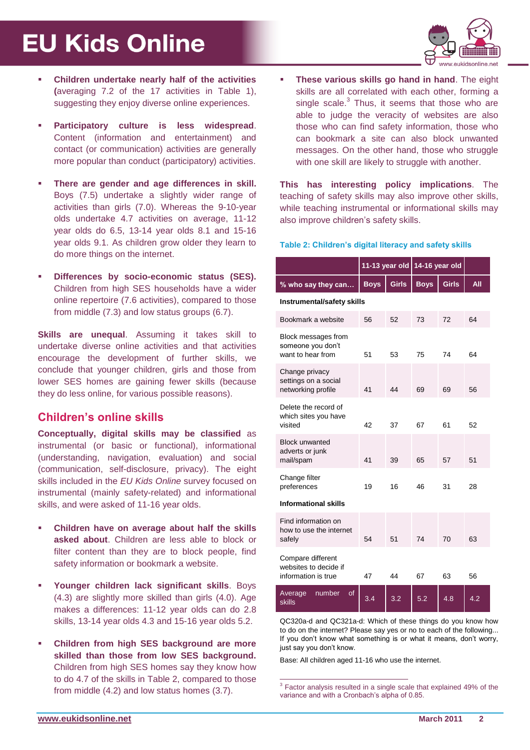- **Children undertake nearly half of the activities (**averaging 7.2 of the 17 activities in Table 1), suggesting they enjoy diverse online experiences.

- **Participatory culture is less widespread**. Content (information and entertainment) and contact (or communication) activities are generally more popular than conduct (participatory) activities.

- **There are gender and age differences in skill.** Boys (7.5) undertake a slightly wider range of activities than girls (7.0). Whereas the 9-10-year olds undertake 4.7 activities on average, 11-12 year olds do 6.5, 13-14 year olds 8.1 and 15-16 year olds 9.1. As children grow older they learn to do more things on the internet.

- **Differences by socio-economic status (SES).** Children from high SES households have a wider online repertoire (7.6 activities), compared to those from middle (7.3) and low status groups (6.7).

**Skills are unequal**. Assuming it takes skill to undertake diverse online activities and that activities encourage the development of further skills, we conclude that younger children, girls and those from lower SES homes are gaining fewer skills (because they do less online, for various possible reasons).

## Children's online skills

**Conceptually, digital skills may be classified** as instrumental (or basic or functional), informational (understanding, navigation, evaluation) and social (communication, self-disclosure, privacy). The eight skills included in the *EU Kids Online* survey focused on instrumental (mainly safety-related) and informational skills, and were asked of 11-16 year olds.

- **Children have on average about half the skills asked about**. Children are less able to block or filter content than they are to block people, find safety information or bookmark a website.

- **Younger children lack significant skills**. Boys (4.3) are slightly more skilled than girls (4.0). Age makes a differences: 11-12 year olds can do 2.8 skills, 13-14 year olds 4.3 and 15-16 year olds 5.2.

- **Children from high SES background are more skilled than those from low SES background.** Children from high SES homes say they know how to do 4.7 of the skills in Table 2, compared to those from middle (4.2) and low status homes (3.7).

- **These various skills go hand in hand**. The eight skills are all correlated with each other, forming a single scale.[3] Thus, it seems that those who are able to judge the veracity of websites are also those who can find safety information, those who can bookmark a site can also block unwanted messages. On the other hand, those who struggle with one skill are likely to struggle with another.

**This has interesting policy implications**. The teaching of safety skills may also improve other skills, while teaching instrumental or informational skills may also improve children's safety skills.

**Table 2: Children's digital literacy and safety skills**

| | 11-13 year old | | 14-16 year old | | |
|---|---|---|---|---|---|
| % who say they can... | Boys | Girls | Boys | Girls | All |
| **Instrumental/safety skills** | | | | | |
| Bookmark a website | 56 | 52 | 73 | 72 | 64 |
| Block messages from someone you don't want to hear from | 51 | 53 | 75 | 74 | 64 |
| Change privacy settings on a social networking profile | 41 | 44 | 69 | 69 | 56 |
| Delete the record of which sites you have visited | 42 | 37 | 67 | 61 | 52 |
| Block unwanted adverts or junk mail/spam | 41 | 39 | 65 | 57 | 51 |
| Change filter preferences | 19 | 16 | 46 | 31 | 28 |
| **Informational skills** | | | | | |
| Find information on how to use the internet safely | 54 | 51 | 74 | 70 | 63 |
| Compare different websites to decide if information is true | 47 | 44 | 67 | 63 | 56 |
| Average number of skills | 3.4 | 3.2 | 5.2 | 4.8 | 4.2 |

QC320a-d and QC321a-d: Which of these things do you know how to do on the internet? Please say yes or no to each of the following... If you don't know what something is or what it means, don't worry, just say you don't know.

Base: All children aged 11-16 who use the internet.

[3] Factor analysis resulted in a single scale that explained 49% of the variance and with a Cronbach's alpha of 0.85.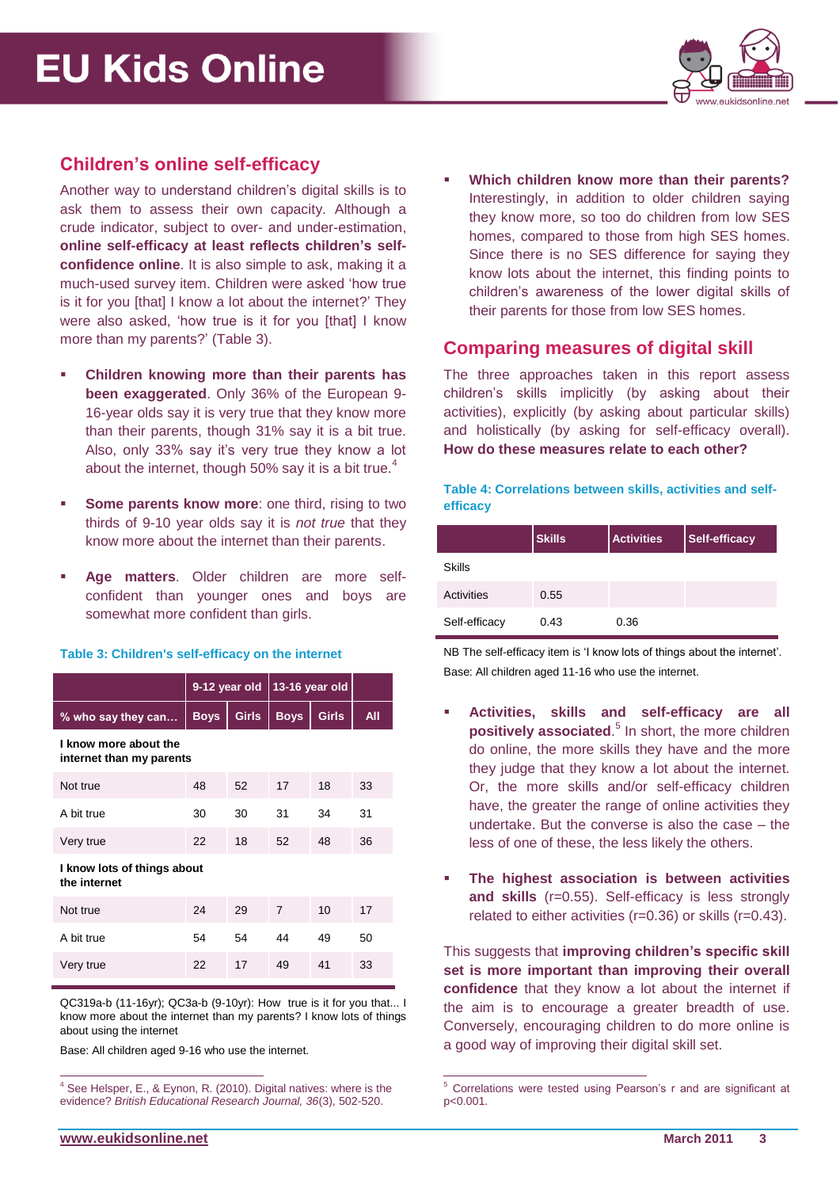## Children's online self-efficacy

Another way to understand children's digital skills is to ask them to assess their own capacity. Although a crude indicator, subject to over- and under-estimation, **online self-efficacy at least reflects children's self-confidence online**. It is also simple to ask, making it a much-used survey item. Children were asked 'how true is it for you [that] I know a lot about the internet?' They were also asked, 'how true is it for you [that] I know more than my parents?' (Table 3).

- **Children knowing more than their parents has been exaggerated**. Only 36% of the European 9-16-year olds say it is very true that they know more than their parents, though 31% say it is a bit true. Also, only 33% say it's very true they know a lot about the internet, though 50% say it is a bit true.[4]
- **Some parents know more**: one third, rising to two thirds of 9-10 year olds say it is *not true* that they know more about the internet than their parents.
- **Age matters**. Older children are more self-confident than younger ones and boys are somewhat more confident than girls.

**Table 3: Children's self-efficacy on the internet**

| | 9-12 year old | | 13-16 year old | | |
|---|---|---|---|---|---|
| % who say they can… | Boys | Girls | Boys | Girls | All |
| **I know more about the internet than my parents** | | | | | |
| Not true | 48 | 52 | 17 | 18 | 33 |
| A bit true | 30 | 30 | 31 | 34 | 31 |
| Very true | 22 | 18 | 52 | 48 | 36 |
| **I know lots of things about the internet** | | | | | |
| Not true | 24 | 29 | 7 | 10 | 17 |
| A bit true | 54 | 54 | 44 | 49 | 50 |
| Very true | 22 | 17 | 49 | 41 | 33 |

QC319a-b (11-16yr); QC3a-b (9-10yr): How true is it for you that... I know more about the internet than my parents? I know lots of things about using the internet

Base: All children aged 9-16 who use the internet.

- **Which children know more than their parents?** Interestingly, in addition to older children saying they know more, so too do children from low SES homes, compared to those from high SES homes. Since there is no SES difference for saying they know lots about the internet, this finding points to children's awareness of the lower digital skills of their parents for those from low SES homes.

## Comparing measures of digital skill

The three approaches taken in this report assess children's skills implicitly (by asking about their activities), explicitly (by asking about particular skills) and holistically (by asking for self-efficacy overall). **How do these measures relate to each other?**

**Table 4: Correlations between skills, activities and self-efficacy**

| | Skills | Activities | Self-efficacy |
|---|---|---|---|
| Skills | | | |
| Activities | 0.55 | | |
| Self-efficacy | 0.43 | 0.36 | |

NB The self-efficacy item is 'I know lots of things about the internet'.

Base: All children aged 11-16 who use the internet.

- **Activities, skills and self-efficacy are all positively associated**.[5] In short, the more children do online, the more skills they have and the more they judge that they know a lot about the internet. Or, the more skills and/or self-efficacy children have, the greater the range of online activities they undertake. But the converse is also the case – the less of one of these, the less likely the others.
- **The highest association is between activities and skills** (r=0.55). Self-efficacy is less strongly related to either activities (r=0.36) or skills (r=0.43).

This suggests that **improving children's specific skill set is more important than improving their overall confidence** that they know a lot about the internet if the aim is to encourage a greater breadth of use. Conversely, encouraging children to do more online is a good way of improving their digital skill set.

---

[4] See Helpser, E., & Eynon, R. (2010). Digital natives: where is the evidence? *British Educational Research Journal, 36*(3), 502-520.

[5] Correlations were tested using Pearson's r and are significant at p<0.001.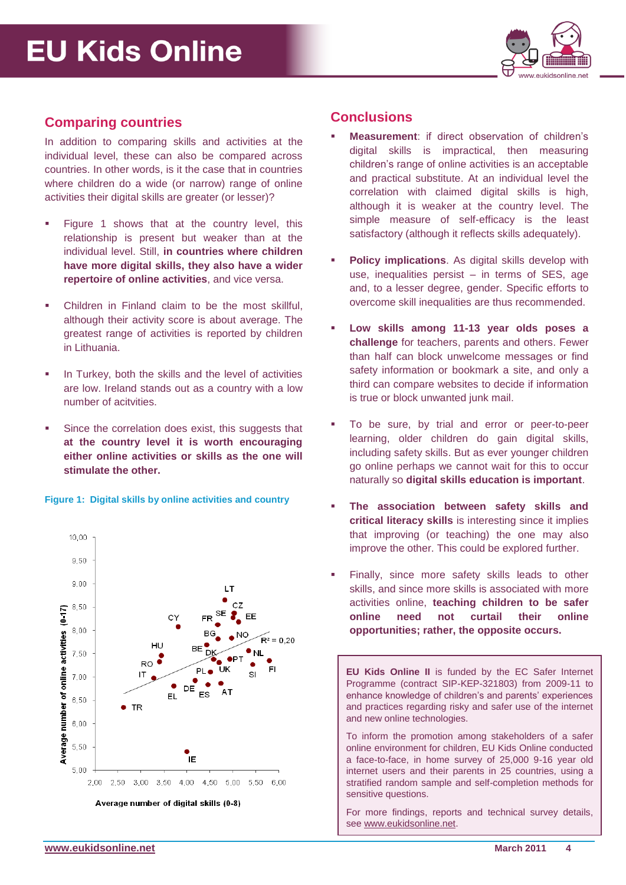## Comparing countries

In addition to comparing skills and activities at the individual level, these can also be compared across countries. In other words, is it the case that in countries where children do a wide (or narrow) range of online activities their digital skills are greater (or lesser)?

- Figure 1 shows that at the country level, this relationship is present but weaker than at the individual level. Still, **in countries where children have more digital skills, they also have a wider repertoire of online activities**, and vice versa.
- Children in Finland claim to be the most skillful, although their activity score is about average. The greatest range of activities is reported by children in Lithuania.
- In Turkey, both the skills and the level of activities are low. Ireland stands out as a country with a low number of acitvities.
- Since the correlation does exist, this suggests that **at the country level it is worth encouraging either online activities or skills as the one will stimulate the other.**

**Figure 1: Digital skills by online activities and country**

Average number of online activities (0-17)
10,00
9,50
9,00
8,50
8,00
7,50
7,00
6,50
6,00
5,50
5,00

2,00 2,50 3,00 3,50 4,00 4,50 5,00 5,50 6,00

Average number of digital skills (0-8)

LT, CZ, SE, FR, EE, CY, BG, NO, HU, BE, DK, NL, PT, RO, PL, UK, FI, SI, IT, DE, ES, AT, EL, TR, IE

$R^2 = 0,20$

## Conclusions

- **Measurement**: if direct observation of children's digital skills is impractical, then measuring children's range of online activities is an acceptable and practical substitute. At an individual level the correlation with claimed digital skills is high, although it is weaker at the country level. The simple measure of self-efficacy is the least satisfactory (although it reflects skills adequately).
- **Policy implications**. As digital skills develop with use, inequalities persist – in terms of SES, age and, to a lesser degree, gender. Specific efforts to overcome skill inequalities are thus recommended.
- **Low skills among 11-13 year olds poses a challenge** for teachers, parents and others. Fewer than half can block unwelcome messages or find safety information or bookmark a site, and only a third can compare websites to decide if information is true or block unwanted junk mail.
- To be sure, by trial and error or peer-to-peer learning, older children do gain digital skills, including safety skills. But as ever younger children go online perhaps we cannot wait for this to occur naturally so **digital skills education is important**.
- **The association between safety skills and critical literacy skills** is interesting since it implies that improving (or teaching) the one may also improve the other. This could be explored further.
- Finally, since more safety skills leads to other skills, and since more skills is associated with more activities online, **teaching children to be safer online need not curtail their online opportunities; rather, the opposite occurs.**

**EU Kids Online II** is funded by the EC Safer Internet Programme (contract SIP-KEP-321803) from 2009-11 to enhance knowledge of children's and parents' experiences and practices regarding risky and safer use of the internet and new online technologies.

To inform the promotion among stakeholders of a safer online environment for children, EU Kids Online conducted a face-to-face, in home survey of 25,000 9-16 year old internet users and their parents in 25 countries, using a stratified random sample and self-completion methods for sensitive questions.

For more findings, reports and technical survey details, see www.eukidsonline.net.